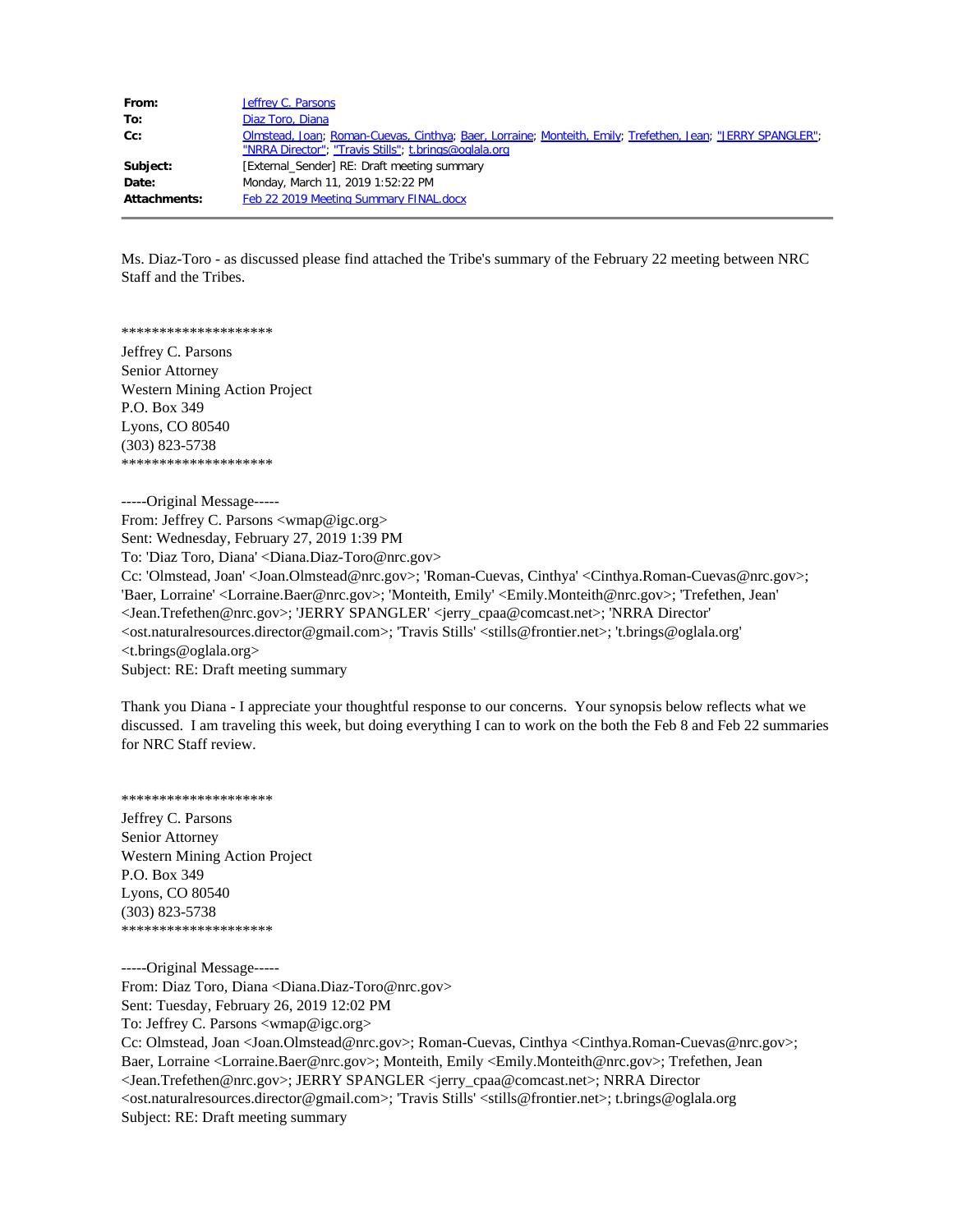| | |
|---|---|
| **From:** | Jeffrey C. Parsons |
| **To:** | Diaz Toro, Diana |
| **Cc:** | Olmstead, Joan; Roman-Cuevas, Cinthya; Baer, Lorraine; Monteith, Emily; Trefethen, Jean; "JERRY SPANGLER"; "NRRA Director"; "Travis Stills"; t.brings@oglala.org |
| **Subject:** | [External_Sender] RE: Draft meeting summary |
| **Date:** | Monday, March 11, 2019 1:52:22 PM |
| **Attachments:** | Feb 22 2019 Meeting Summary FINAL.docx |

Ms. Diaz-Toro - as discussed please find attached the Tribe's summary of the February 22 meeting between NRC Staff and the Tribes.

********************
Jeffrey C. Parsons
Senior Attorney
Western Mining Action Project
P.O. Box 349
Lyons, CO 80540
(303) 823-5738
********************

-----Original Message-----
From: Jeffrey C. Parsons <wmap@igc.org>
Sent: Wednesday, February 27, 2019 1:39 PM
To: 'Diaz Toro, Diana' <Diana.Diaz-Toro@nrc.gov>
Cc: 'Olmstead, Joan' <Joan.Olmstead@nrc.gov>; 'Roman-Cuevas, Cinthya' <Cinthya.Roman-Cuevas@nrc.gov>; 'Baer, Lorraine' <Lorraine.Baer@nrc.gov>; 'Monteith, Emily' <Emily.Monteith@nrc.gov>; 'Trefethen, Jean' <Jean.Trefethen@nrc.gov>; 'JERRY SPANGLER' <jerry_cpaa@comcast.net>; 'NRRA Director' <ost.naturalresources.director@gmail.com>; 'Travis Stills' <stills@frontier.net>; 't.brings@oglala.org' <t.brings@oglala.org>
Subject: RE: Draft meeting summary

Thank you Diana - I appreciate your thoughtful response to our concerns. Your synopsis below reflects what we discussed. I am traveling this week, but doing everything I can to work on the both the Feb 8 and Feb 22 summaries for NRC Staff review.

********************
Jeffrey C. Parsons
Senior Attorney
Western Mining Action Project
P.O. Box 349
Lyons, CO 80540
(303) 823-5738
********************

-----Original Message-----
From: Diaz Toro, Diana <Diana.Diaz-Toro@nrc.gov>
Sent: Tuesday, February 26, 2019 12:02 PM
To: Jeffrey C. Parsons <wmap@igc.org>
Cc: Olmstead, Joan <Joan.Olmstead@nrc.gov>; Roman-Cuevas, Cinthya <Cinthya.Roman-Cuevas@nrc.gov>; Baer, Lorraine <Lorraine.Baer@nrc.gov>; Monteith, Emily <Emily.Monteith@nrc.gov>; Trefethen, Jean <Jean.Trefethen@nrc.gov>; JERRY SPANGLER <jerry_cpaa@comcast.net>; NRRA Director <ost.naturalresources.director@gmail.com>; 'Travis Stills' <stills@frontier.net>; t.brings@oglala.org
Subject: RE: Draft meeting summary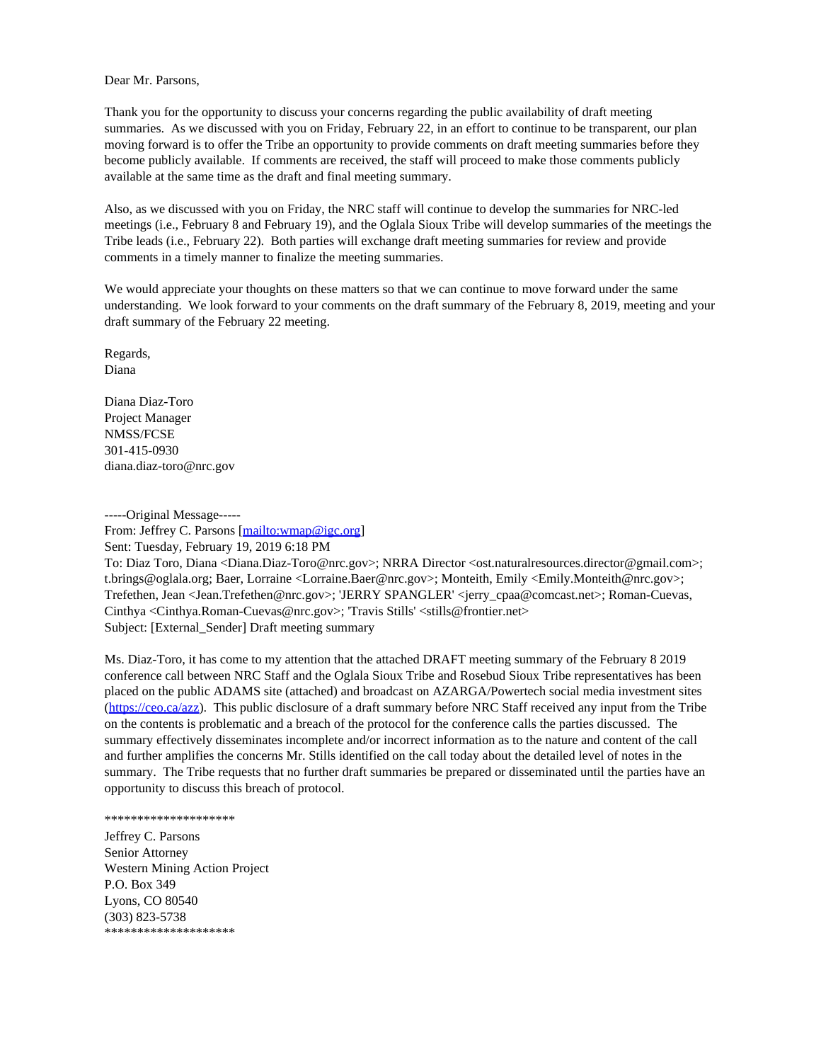Dear Mr. Parsons,

Thank you for the opportunity to discuss your concerns regarding the public availability of draft meeting summaries. As we discussed with you on Friday, February 22, in an effort to continue to be transparent, our plan moving forward is to offer the Tribe an opportunity to provide comments on draft meeting summaries before they become publicly available. If comments are received, the staff will proceed to make those comments publicly available at the same time as the draft and final meeting summary.

Also, as we discussed with you on Friday, the NRC staff will continue to develop the summaries for NRC-led meetings (i.e., February 8 and February 19), and the Oglala Sioux Tribe will develop summaries of the meetings the Tribe leads (i.e., February 22). Both parties will exchange draft meeting summaries for review and provide comments in a timely manner to finalize the meeting summaries.

We would appreciate your thoughts on these matters so that we can continue to move forward under the same understanding. We look forward to your comments on the draft summary of the February 8, 2019, meeting and your draft summary of the February 22 meeting.

Regards,
Diana

Diana Diaz-Toro
Project Manager
NMSS/FCSE
301-415-0930
diana.diaz-toro@nrc.gov

-----Original Message-----
From: Jeffrey C. Parsons [mailto:wmap@igc.org]
Sent: Tuesday, February 19, 2019 6:18 PM
To: Diaz Toro, Diana <Diana.Diaz-Toro@nrc.gov>; NRRA Director <ost.naturalresources.director@gmail.com>; t.brings@oglala.org; Baer, Lorraine <Lorraine.Baer@nrc.gov>; Monteith, Emily <Emily.Monteith@nrc.gov>; Trefethen, Jean <Jean.Trefethen@nrc.gov>; 'JERRY SPANGLER' <jerry_cpaa@comcast.net>; Roman-Cuevas, Cinthya <Cinthya.Roman-Cuevas@nrc.gov>; 'Travis Stills' <stills@frontier.net>
Subject: [External_Sender] Draft meeting summary

Ms. Diaz-Toro, it has come to my attention that the attached DRAFT meeting summary of the February 8 2019 conference call between NRC Staff and the Oglala Sioux Tribe and Rosebud Sioux Tribe representatives has been placed on the public ADAMS site (attached) and broadcast on AZARGA/Powertech social media investment sites (https://ceo.ca/azz). This public disclosure of a draft summary before NRC Staff received any input from the Tribe on the contents is problematic and a breach of the protocol for the conference calls the parties discussed. The summary effectively disseminates incomplete and/or incorrect information as to the nature and content of the call and further amplifies the concerns Mr. Stills identified on the call today about the detailed level of notes in the summary. The Tribe requests that no further draft summaries be prepared or disseminated until the parties have an opportunity to discuss this breach of protocol.

********************
Jeffrey C. Parsons
Senior Attorney
Western Mining Action Project
P.O. Box 349
Lyons, CO 80540
(303) 823-5738
********************